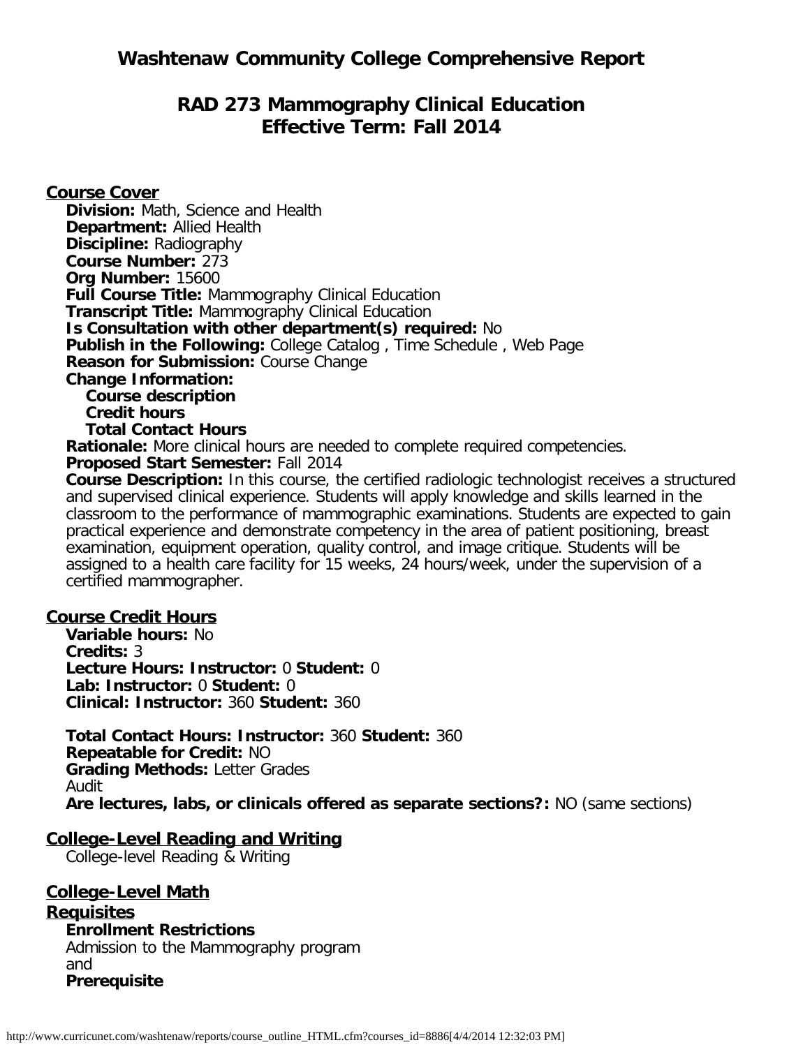# Washtenaw Community College Comprehensive Report

## RAD 273 Mammography Clinical Education
## Effective Term: Fall 2014

### Course Cover

**Division:** Math, Science and Health
**Department:** Allied Health
**Discipline:** Radiography
**Course Number:** 273
**Org Number:** 15600
**Full Course Title:** Mammography Clinical Education
**Transcript Title:** Mammography Clinical Education
**Is Consultation with other department(s) required:** No
**Publish in the Following:** College Catalog , Time Schedule , Web Page
**Reason for Submission:** Course Change
**Change Information:**

- **Course description**
- **Credit hours**
- **Total Contact Hours**

**Rationale:** More clinical hours are needed to complete required competencies.
**Proposed Start Semester:** Fall 2014
**Course Description:** In this course, the certified radiologic technologist receives a structured and supervised clinical experience. Students will apply knowledge and skills learned in the classroom to the performance of mammographic examinations. Students are expected to gain practical experience and demonstrate competency in the area of patient positioning, breast examination, equipment operation, quality control, and image critique. Students will be assigned to a health care facility for 15 weeks, 24 hours/week, under the supervision of a certified mammographer.

### Course Credit Hours

**Variable hours:** No
**Credits:** 3
**Lecture Hours: Instructor:** 0 **Student:** 0
**Lab: Instructor:** 0 **Student:** 0
**Clinical: Instructor:** 360 **Student:** 360

**Total Contact Hours: Instructor:** 360 **Student:** 360
**Repeatable for Credit:** NO
**Grading Methods:** Letter Grades
Audit
**Are lectures, labs, or clinicals offered as separate sections?:** NO (same sections)

### College-Level Reading and Writing

College-level Reading & Writing

### College-Level Math

### Requisites

**Enrollment Restrictions**
Admission to the Mammography program
and
**Prerequisite**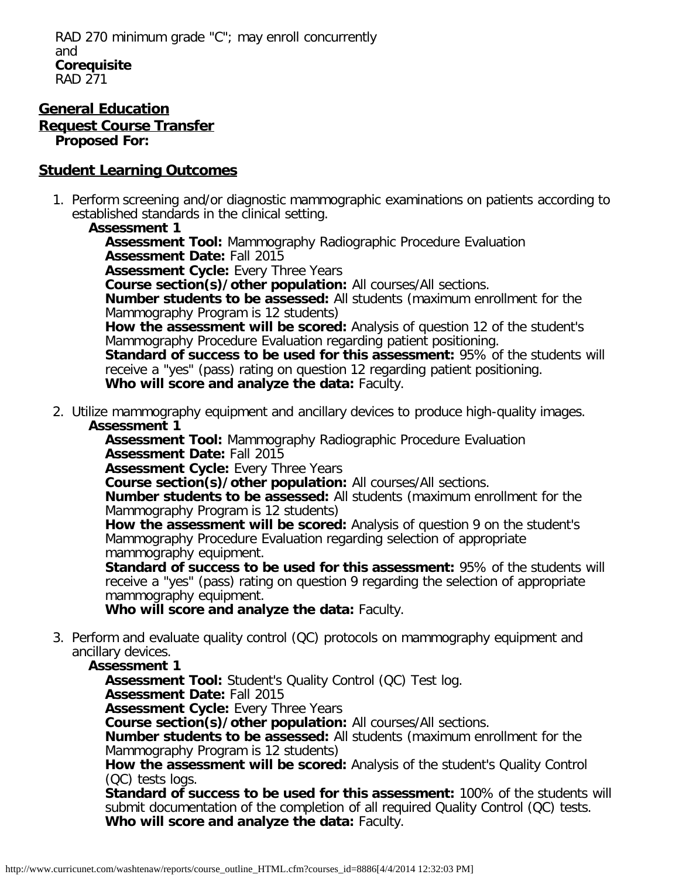RAD 270 minimum grade "C"; may enroll concurrently
and
**Corequisite**
RAD 271

## General Education

## Request Course Transfer

**Proposed For:**

## Student Learning Outcomes

1. Perform screening and/or diagnostic mammographic examinations on patients according to established standards in the clinical setting.
   **Assessment 1**
   **Assessment Tool:** Mammography Radiographic Procedure Evaluation
   **Assessment Date:** Fall 2015
   **Assessment Cycle:** Every Three Years
   **Course section(s)/other population:** All courses/All sections.
   **Number students to be assessed:** All students (maximum enrollment for the Mammography Program is 12 students)
   **How the assessment will be scored:** Analysis of question 12 of the student's Mammography Procedure Evaluation regarding patient positioning.
   **Standard of success to be used for this assessment:** 95% of the students will receive a "yes" (pass) rating on question 12 regarding patient positioning.
   **Who will score and analyze the data:** Faculty.

2. Utilize mammography equipment and ancillary devices to produce high-quality images.
   **Assessment 1**
   **Assessment Tool:** Mammography Radiographic Procedure Evaluation
   **Assessment Date:** Fall 2015
   **Assessment Cycle:** Every Three Years
   **Course section(s)/other population:** All courses/All sections.
   **Number students to be assessed:** All students (maximum enrollment for the Mammography Program is 12 students)
   **How the assessment will be scored:** Analysis of question 9 on the student's Mammography Procedure Evaluation regarding selection of appropriate mammography equipment.
   **Standard of success to be used for this assessment:** 95% of the students will receive a "yes" (pass) rating on question 9 regarding the selection of appropriate mammography equipment.
   **Who will score and analyze the data:** Faculty.

3. Perform and evaluate quality control (QC) protocols on mammography equipment and ancillary devices.
   **Assessment 1**
   **Assessment Tool:** Student's Quality Control (QC) Test log.
   **Assessment Date:** Fall 2015
   **Assessment Cycle:** Every Three Years
   **Course section(s)/other population:** All courses/All sections.
   **Number students to be assessed:** All students (maximum enrollment for the Mammography Program is 12 students)
   **How the assessment will be scored:** Analysis of the student's Quality Control (QC) tests logs.
   **Standard of success to be used for this assessment:** 100% of the students will submit documentation of the completion of all required Quality Control (QC) tests.
   **Who will score and analyze the data:** Faculty.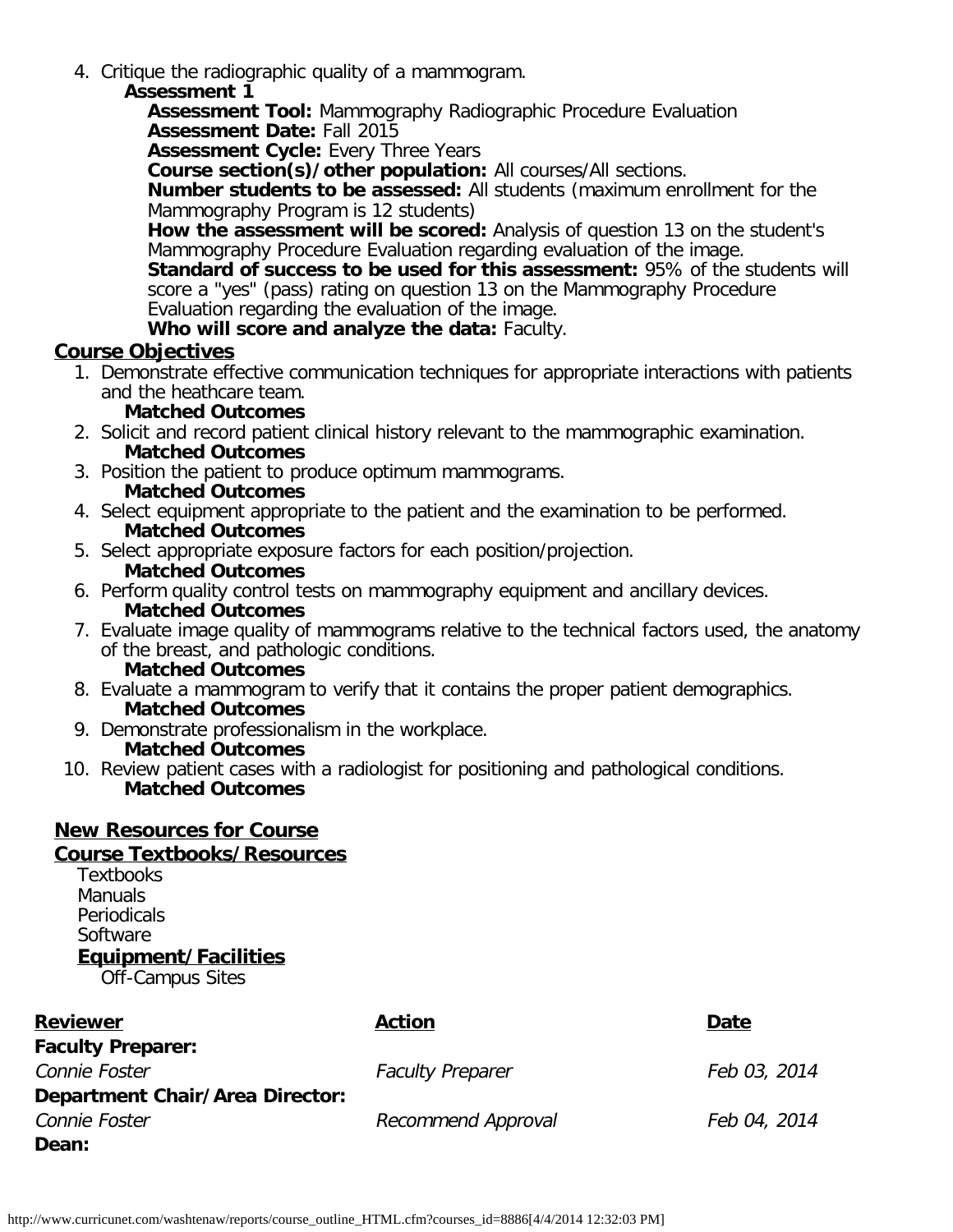4. Critique the radiographic quality of a mammogram.
   **Assessment 1**
   **Assessment Tool:** Mammography Radiographic Procedure Evaluation
   **Assessment Date:** Fall 2015
   **Assessment Cycle:** Every Three Years
   **Course section(s)/other population:** All courses/All sections.
   **Number students to be assessed:** All students (maximum enrollment for the Mammography Program is 12 students)
   **How the assessment will be scored:** Analysis of question 13 on the student's Mammography Procedure Evaluation regarding evaluation of the image.
   **Standard of success to be used for this assessment:** 95% of the students will score a "yes" (pass) rating on question 13 on the Mammography Procedure Evaluation regarding the evaluation of the image.
   **Who will score and analyze the data:** Faculty.

## Course Objectives

1. Demonstrate effective communication techniques for appropriate interactions with patients and the heathcare team.
   **Matched Outcomes**
2. Solicit and record patient clinical history relevant to the mammographic examination.
   **Matched Outcomes**
3. Position the patient to produce optimum mammograms.
   **Matched Outcomes**
4. Select equipment appropriate to the patient and the examination to be performed.
   **Matched Outcomes**
5. Select appropriate exposure factors for each position/projection.
   **Matched Outcomes**
6. Perform quality control tests on mammography equipment and ancillary devices.
   **Matched Outcomes**
7. Evaluate image quality of mammograms relative to the technical factors used, the anatomy of the breast, and pathologic conditions.
   **Matched Outcomes**
8. Evaluate a mammogram to verify that it contains the proper patient demographics.
   **Matched Outcomes**
9. Demonstrate professionalism in the workplace.
   **Matched Outcomes**
10. Review patient cases with a radiologist for positioning and pathological conditions.
    **Matched Outcomes**

## New Resources for Course

## Course Textbooks/Resources

Textbooks
Manuals
Periodicals
Software

### Equipment/Facilities

Off-Campus Sites

| Reviewer | Action | Date |
|---|---|---|
| **Faculty Preparer:** | | |
| *Connie Foster* | *Faculty Preparer* | *Feb 03, 2014* |
| **Department Chair/Area Director:** | | |
| *Connie Foster* | *Recommend Approval* | *Feb 04, 2014* |
| **Dean:** | | |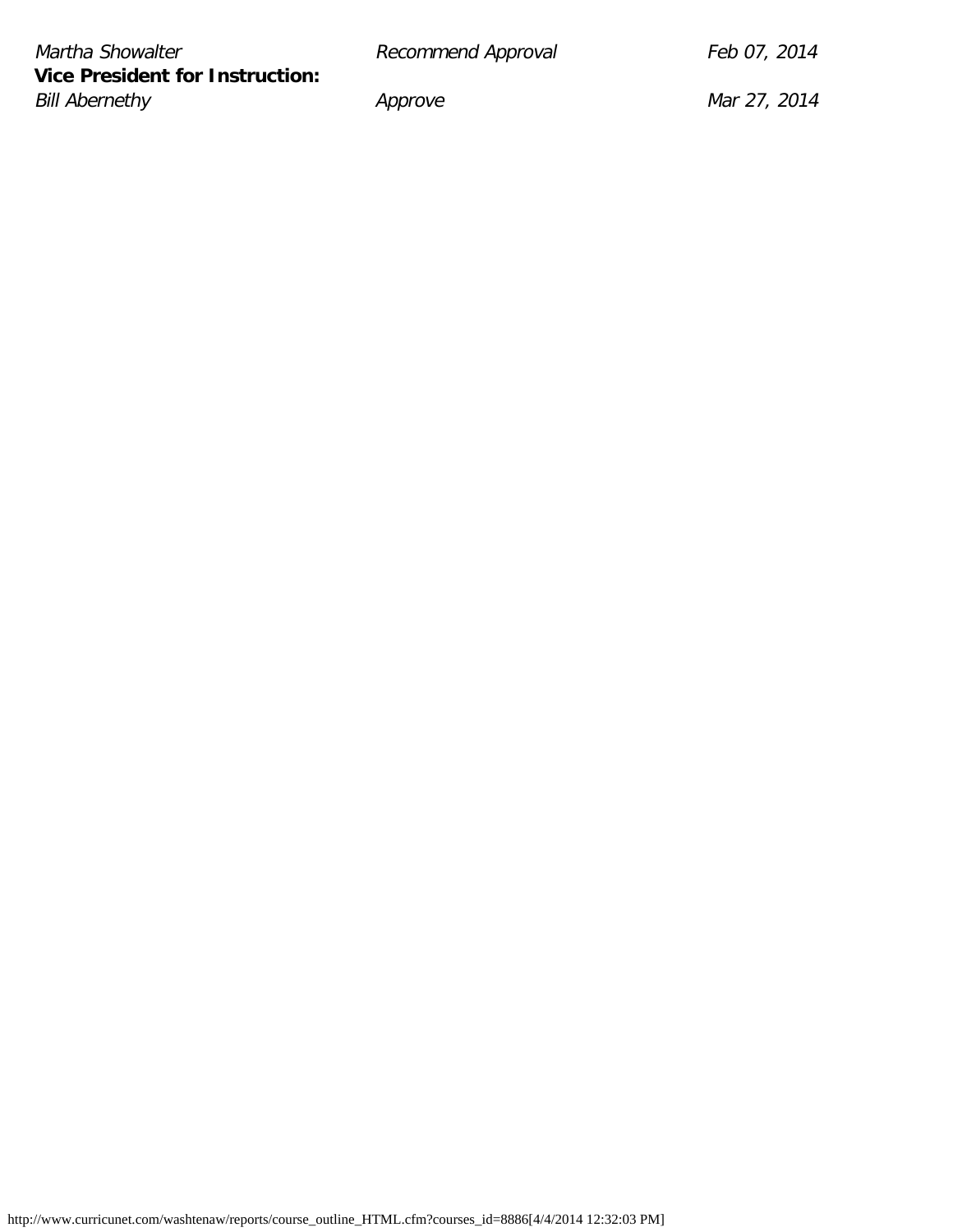| | | |
|---|---|---|
| *Martha Showalter* | *Recommend Approval* | *Feb 07, 2014* |
| **Vice President for Instruction:** | | |
| *Bill Abernethy* | *Approve* | *Mar 27, 2014* |